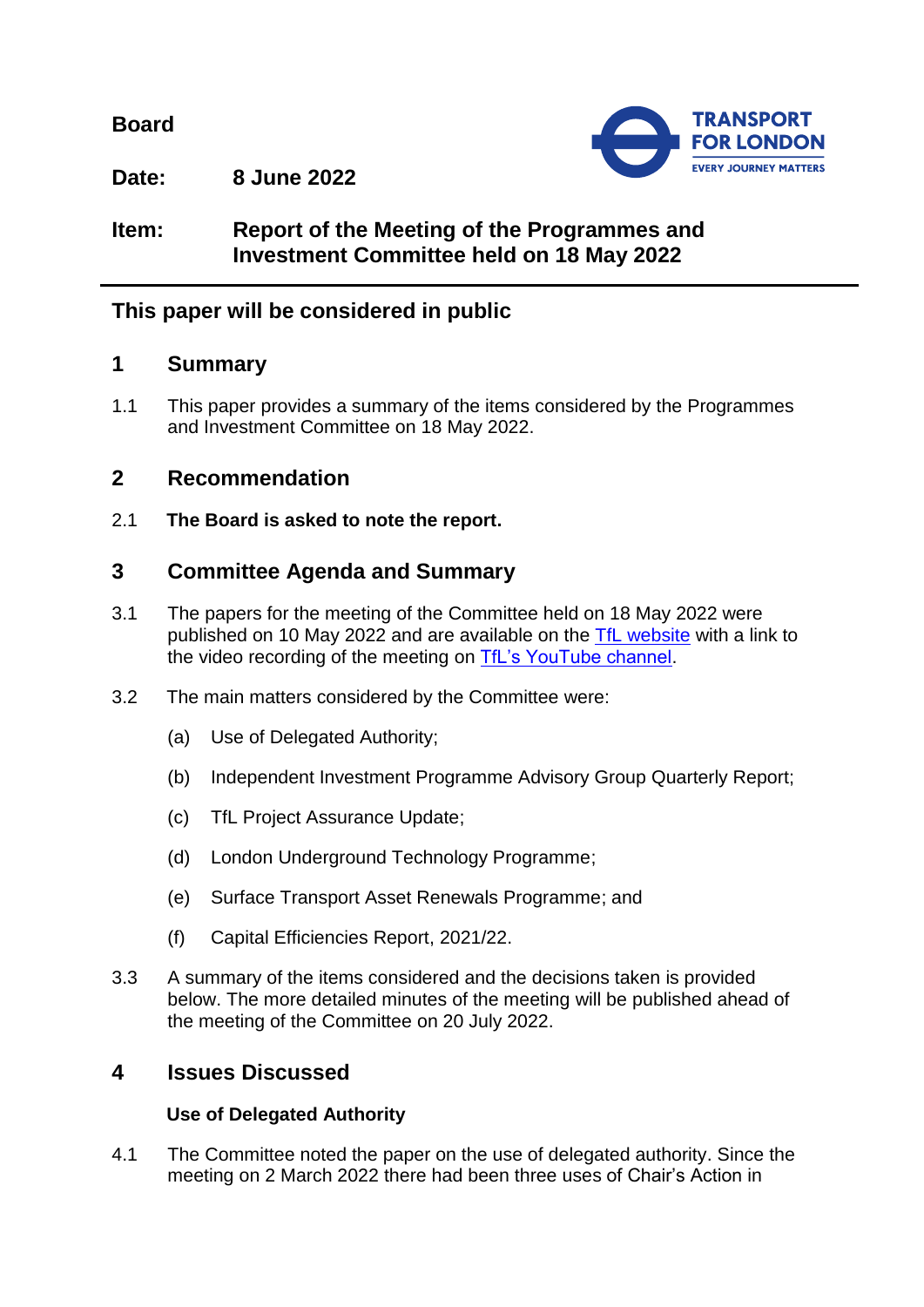**Board**

**Date:** 8 June 2022

**Item:** **Report of the Meeting of the Programmes and Investment Committee held on 18 May 2022**

---

## This paper will be considered in public

## 1 Summary

1.1 This paper provides a summary of the items considered by the Programmes and Investment Committee on 18 May 2022.

## 2 Recommendation

2.1 **The Board is asked to note the report.**

## 3 Committee Agenda and Summary

3.1 The papers for the meeting of the Committee held on 18 May 2022 were published on 10 May 2022 and are available on the TfL website with a link to the video recording of the meeting on TfL's YouTube channel.

3.2 The main matters considered by the Committee were:

(a) Use of Delegated Authority;

(b) Independent Investment Programme Advisory Group Quarterly Report;

(c) TfL Project Assurance Update;

(d) London Underground Technology Programme;

(e) Surface Transport Asset Renewals Programme; and

(f) Capital Efficiencies Report, 2021/22.

3.3 A summary of the items considered and the decisions taken is provided below. The more detailed minutes of the meeting will be published ahead of the meeting of the Committee on 20 July 2022.

## 4 Issues Discussed

**Use of Delegated Authority**

4.1 The Committee noted the paper on the use of delegated authority. Since the meeting on 2 March 2022 there had been three uses of Chair's Action in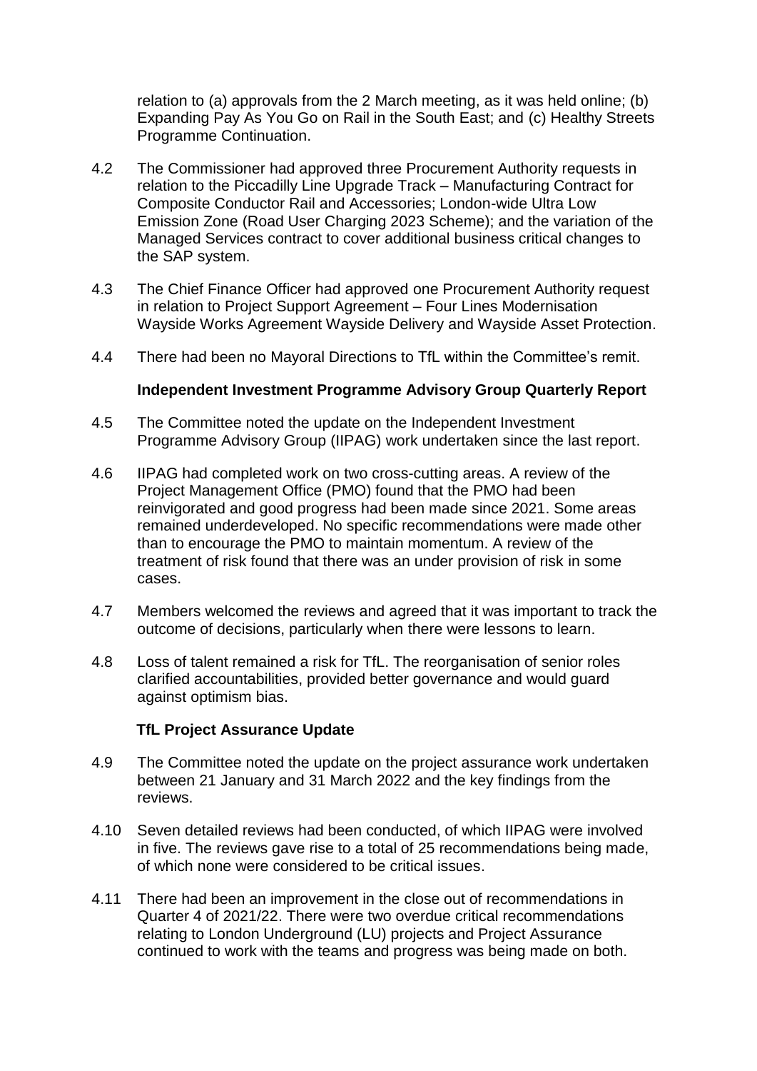relation to (a) approvals from the 2 March meeting, as it was held online; (b) Expanding Pay As You Go on Rail in the South East; and (c) Healthy Streets Programme Continuation.

4.2 The Commissioner had approved three Procurement Authority requests in relation to the Piccadilly Line Upgrade Track – Manufacturing Contract for Composite Conductor Rail and Accessories; London-wide Ultra Low Emission Zone (Road User Charging 2023 Scheme); and the variation of the Managed Services contract to cover additional business critical changes to the SAP system.

4.3 The Chief Finance Officer had approved one Procurement Authority request in relation to Project Support Agreement – Four Lines Modernisation Wayside Works Agreement Wayside Delivery and Wayside Asset Protection.

4.4 There had been no Mayoral Directions to TfL within the Committee's remit.

**Independent Investment Programme Advisory Group Quarterly Report**

4.5 The Committee noted the update on the Independent Investment Programme Advisory Group (IIPAG) work undertaken since the last report.

4.6 IIPAG had completed work on two cross-cutting areas. A review of the Project Management Office (PMO) found that the PMO had been reinvigorated and good progress had been made since 2021. Some areas remained underdeveloped. No specific recommendations were made other than to encourage the PMO to maintain momentum. A review of the treatment of risk found that there was an under provision of risk in some cases.

4.7 Members welcomed the reviews and agreed that it was important to track the outcome of decisions, particularly when there were lessons to learn.

4.8 Loss of talent remained a risk for TfL. The reorganisation of senior roles clarified accountabilities, provided better governance and would guard against optimism bias.

**TfL Project Assurance Update**

4.9 The Committee noted the update on the project assurance work undertaken between 21 January and 31 March 2022 and the key findings from the reviews.

4.10 Seven detailed reviews had been conducted, of which IIPAG were involved in five. The reviews gave rise to a total of 25 recommendations being made, of which none were considered to be critical issues.

4.11 There had been an improvement in the close out of recommendations in Quarter 4 of 2021/22. There were two overdue critical recommendations relating to London Underground (LU) projects and Project Assurance continued to work with the teams and progress was being made on both.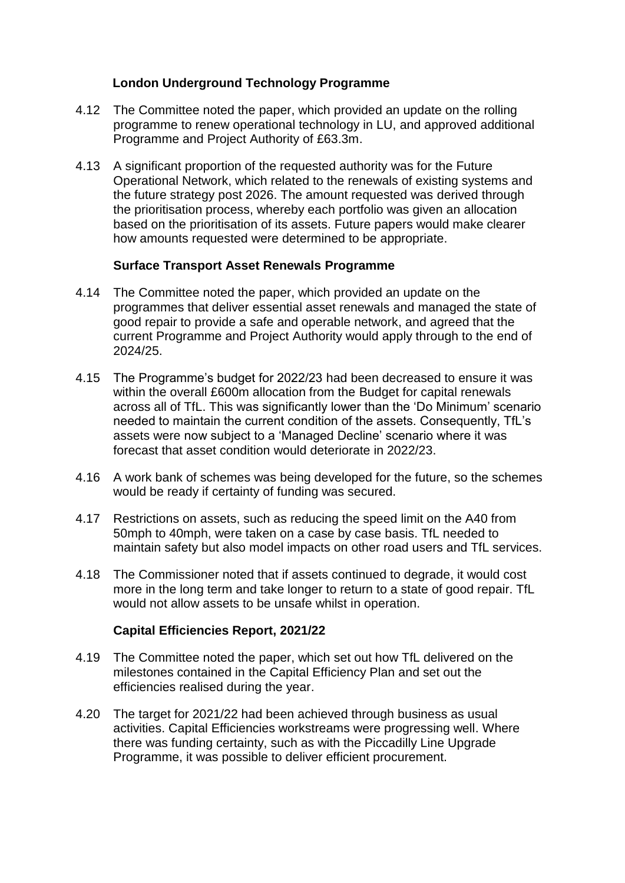### London Underground Technology Programme

4.12 The Committee noted the paper, which provided an update on the rolling programme to renew operational technology in LU, and approved additional Programme and Project Authority of £63.3m.

4.13 A significant proportion of the requested authority was for the Future Operational Network, which related to the renewals of existing systems and the future strategy post 2026. The amount requested was derived through the prioritisation process, whereby each portfolio was given an allocation based on the prioritisation of its assets. Future papers would make clearer how amounts requested were determined to be appropriate.

### Surface Transport Asset Renewals Programme

4.14 The Committee noted the paper, which provided an update on the programmes that deliver essential asset renewals and managed the state of good repair to provide a safe and operable network, and agreed that the current Programme and Project Authority would apply through to the end of 2024/25.

4.15 The Programme's budget for 2022/23 had been decreased to ensure it was within the overall £600m allocation from the Budget for capital renewals across all of TfL. This was significantly lower than the 'Do Minimum' scenario needed to maintain the current condition of the assets. Consequently, TfL's assets were now subject to a 'Managed Decline' scenario where it was forecast that asset condition would deteriorate in 2022/23.

4.16 A work bank of schemes was being developed for the future, so the schemes would be ready if certainty of funding was secured.

4.17 Restrictions on assets, such as reducing the speed limit on the A40 from 50mph to 40mph, were taken on a case by case basis. TfL needed to maintain safety but also model impacts on other road users and TfL services.

4.18 The Commissioner noted that if assets continued to degrade, it would cost more in the long term and take longer to return to a state of good repair. TfL would not allow assets to be unsafe whilst in operation.

### Capital Efficiencies Report, 2021/22

4.19 The Committee noted the paper, which set out how TfL delivered on the milestones contained in the Capital Efficiency Plan and set out the efficiencies realised during the year.

4.20 The target for 2021/22 had been achieved through business as usual activities. Capital Efficiencies workstreams were progressing well. Where there was funding certainty, such as with the Piccadilly Line Upgrade Programme, it was possible to deliver efficient procurement.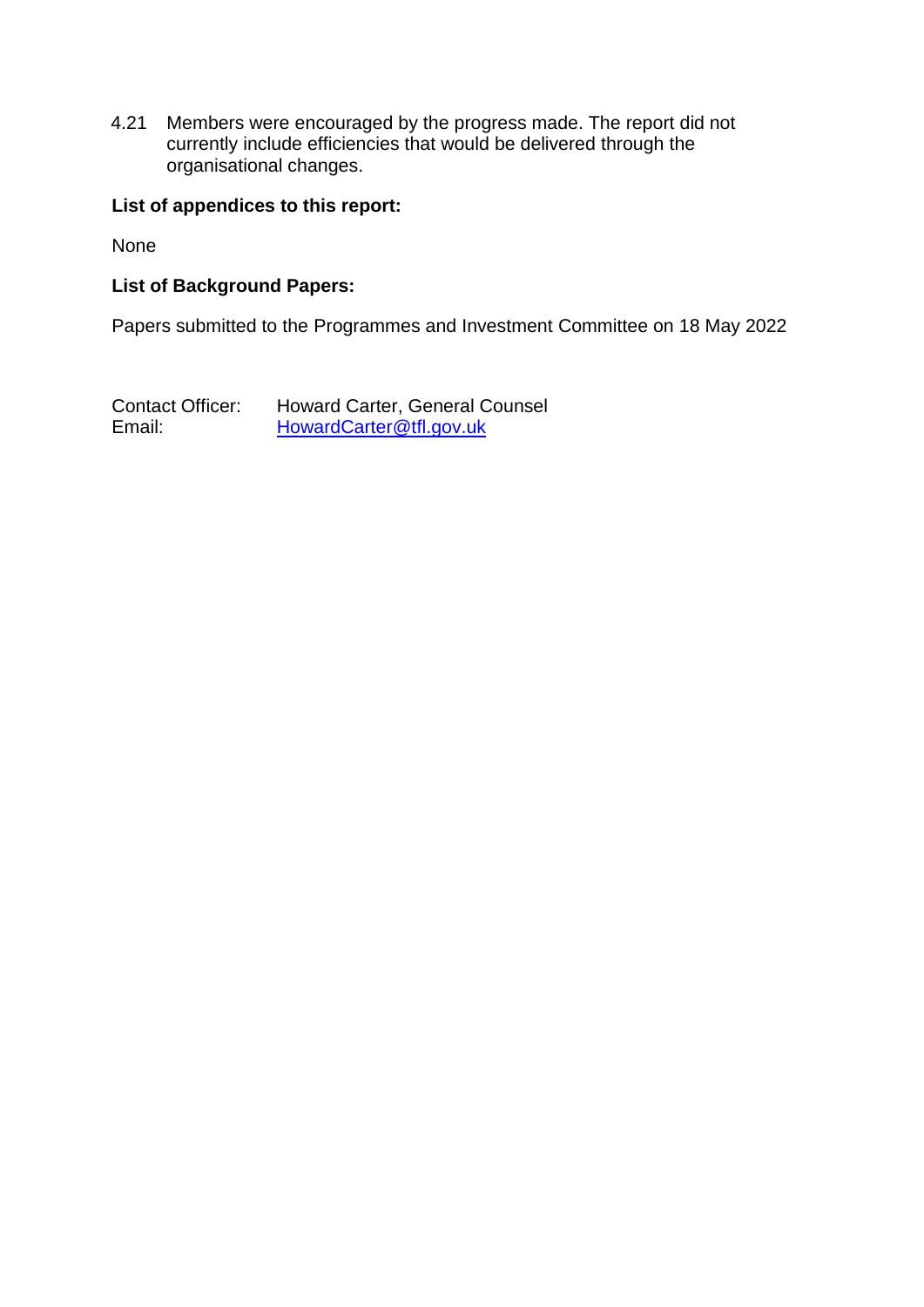4.21 Members were encouraged by the progress made. The report did not currently include efficiencies that would be delivered through the organisational changes.

**List of appendices to this report:**

None

**List of Background Papers:**

Papers submitted to the Programmes and Investment Committee on 18 May 2022

Contact Officer: Howard Carter, General Counsel
Email: HowardCarter@tfl.gov.uk